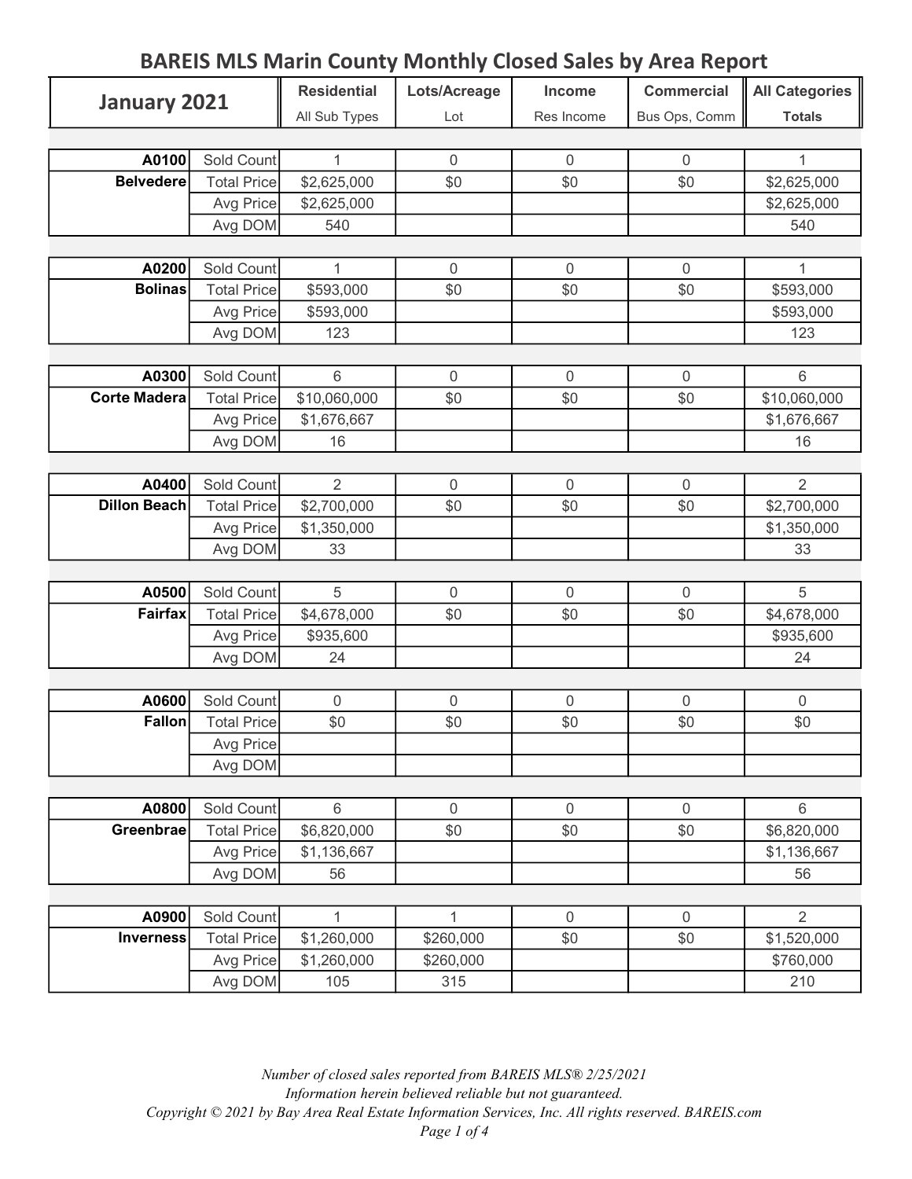# BAREIS MLS Marin County Monthly Closed Sales by Area Report

| January 2021 | | Residential<br>All Sub Types | Lots/Acreage<br>Lot | Income<br>Res Income | Commercial<br>Bus Ops, Comm | All Categories<br>Totals |
|---|---|---|---|---|---|---|
| **A0100** | Sold Count | 1 | 0 | 0 | 0 | 1 |
| **Belvedere** | Total Price | $2,625,000 | $0 | $0 | $0 | $2,625,000 |
| | Avg Price | $2,625,000 | | | | $2,625,000 |
| | Avg DOM | 540 | | | | 540 |
| **A0200** | Sold Count | 1 | 0 | 0 | 0 | 1 |
| **Bolinas** | Total Price | $593,000 | $0 | $0 | $0 | $593,000 |
| | Avg Price | $593,000 | | | | $593,000 |
| | Avg DOM | 123 | | | | 123 |
| **A0300** | Sold Count | 6 | 0 | 0 | 0 | 6 |
| **Corte Madera** | Total Price | $10,060,000 | $0 | $0 | $0 | $10,060,000 |
| | Avg Price | $1,676,667 | | | | $1,676,667 |
| | Avg DOM | 16 | | | | 16 |
| **A0400** | Sold Count | 2 | 0 | 0 | 0 | 2 |
| **Dillon Beach** | Total Price | $2,700,000 | $0 | $0 | $0 | $2,700,000 |
| | Avg Price | $1,350,000 | | | | $1,350,000 |
| | Avg DOM | 33 | | | | 33 |
| **A0500** | Sold Count | 5 | 0 | 0 | 0 | 5 |
| **Fairfax** | Total Price | $4,678,000 | $0 | $0 | $0 | $4,678,000 |
| | Avg Price | $935,600 | | | | $935,600 |
| | Avg DOM | 24 | | | | 24 |
| **A0600** | Sold Count | 0 | 0 | 0 | 0 | 0 |
| **Fallon** | Total Price | $0 | $0 | $0 | $0 | $0 |
| | Avg Price | | | | | |
| | Avg DOM | | | | | |
| **A0800** | Sold Count | 6 | 0 | 0 | 0 | 6 |
| **Greenbrae** | Total Price | $6,820,000 | $0 | $0 | $0 | $6,820,000 |
| | Avg Price | $1,136,667 | | | | $1,136,667 |
| | Avg DOM | 56 | | | | 56 |
| **A0900** | Sold Count | 1 | 1 | 0 | 0 | 2 |
| **Inverness** | Total Price | $1,260,000 | $260,000 | $0 | $0 | $1,520,000 |
| | Avg Price | $1,260,000 | $260,000 | | | $760,000 |
| | Avg DOM | 105 | 315 | | | 210 |

*Number of closed sales reported from BAREIS MLS® 2/25/2021*
*Information herein believed reliable but not guaranteed.*
*Copyright © 2021 by Bay Area Real Estate Information Services, Inc. All rights reserved. BAREIS.com*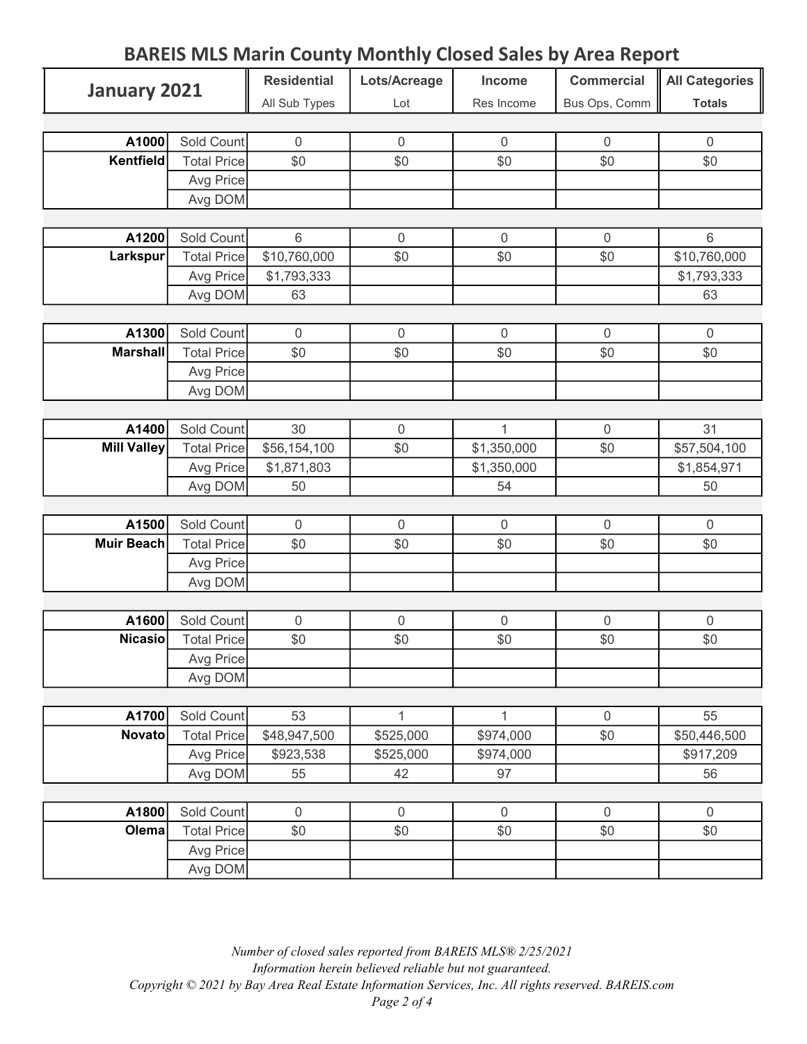# BAREIS MLS Marin County Monthly Closed Sales by Area Report

| January 2021 | | Residential<br>All Sub Types | Lots/Acreage<br>Lot | Income<br>Res Income | Commercial<br>Bus Ops, Comm | All Categories<br>Totals |
|---|---|---|---|---|---|---|
| A1000 | Sold Count | 0 | 0 | 0 | 0 | 0 |
| Kentfield | Total Price | $0 | $0 | $0 | $0 | $0 |
| | Avg Price | | | | | |
| | Avg DOM | | | | | |
| A1200 | Sold Count | 6 | 0 | 0 | 0 | 6 |
| Larkspur | Total Price | $10,760,000 | $0 | $0 | $0 | $10,760,000 |
| | Avg Price | $1,793,333 | | | | $1,793,333 |
| | Avg DOM | 63 | | | | 63 |
| A1300 | Sold Count | 0 | 0 | 0 | 0 | 0 |
| Marshall | Total Price | $0 | $0 | $0 | $0 | $0 |
| | Avg Price | | | | | |
| | Avg DOM | | | | | |
| A1400 | Sold Count | 30 | 0 | 1 | 0 | 31 |
| Mill Valley | Total Price | $56,154,100 | $0 | $1,350,000 | $0 | $57,504,100 |
| | Avg Price | $1,871,803 | | $1,350,000 | | $1,854,971 |
| | Avg DOM | 50 | | 54 | | 50 |
| A1500 | Sold Count | 0 | 0 | 0 | 0 | 0 |
| Muir Beach | Total Price | $0 | $0 | $0 | $0 | $0 |
| | Avg Price | | | | | |
| | Avg DOM | | | | | |
| A1600 | Sold Count | 0 | 0 | 0 | 0 | 0 |
| Nicasio | Total Price | $0 | $0 | $0 | $0 | $0 |
| | Avg Price | | | | | |
| | Avg DOM | | | | | |
| A1700 | Sold Count | 53 | 1 | 1 | 0 | 55 |
| Novato | Total Price | $48,947,500 | $525,000 | $974,000 | $0 | $50,446,500 |
| | Avg Price | $923,538 | $525,000 | $974,000 | | $917,209 |
| | Avg DOM | 55 | 42 | 97 | | 56 |
| A1800 | Sold Count | 0 | 0 | 0 | 0 | 0 |
| Olema | Total Price | $0 | $0 | $0 | $0 | $0 |
| | Avg Price | | | | | |
| | Avg DOM | | | | | |

*Number of closed sales reported from BAREIS MLS® 2/25/2021*
*Information herein believed reliable but not guaranteed.*
*Copyright © 2021 by Bay Area Real Estate Information Services, Inc. All rights reserved. BAREIS.com*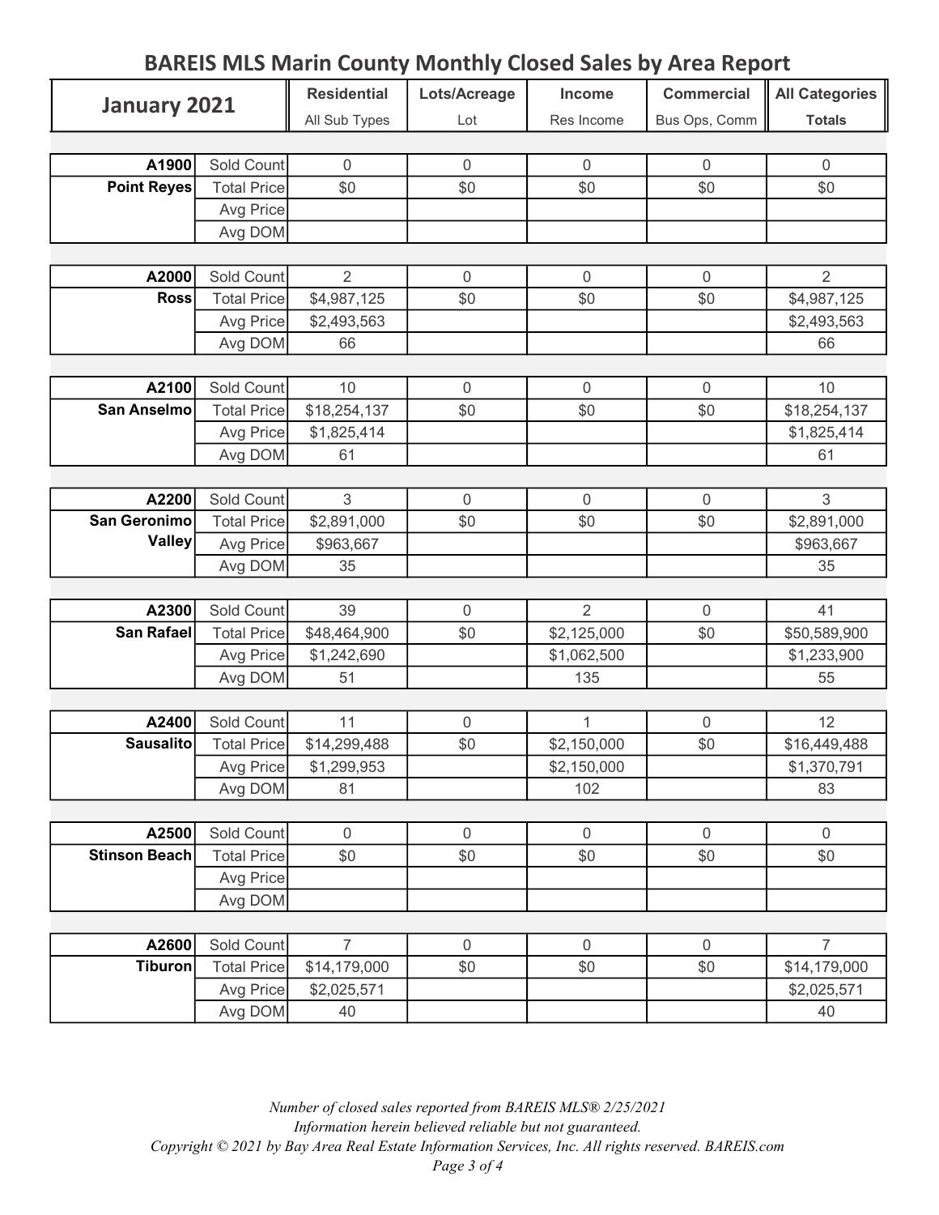# BAREIS MLS Marin County Monthly Closed Sales by Area Report

| January 2021 | | Residential<br>All Sub Types | Lots/Acreage<br>Lot | Income<br>Res Income | Commercial<br>Bus Ops, Comm | All Categories<br>Totals |
|---|---|---|---|---|---|---|
| **A1900** | Sold Count | 0 | 0 | 0 | 0 | 0 |
| **Point Reyes** | Total Price | $0 | $0 | $0 | $0 | $0 |
| | Avg Price | | | | | |
| | Avg DOM | | | | | |
| **A2000** | Sold Count | 2 | 0 | 0 | 0 | 2 |
| **Ross** | Total Price | $4,987,125 | $0 | $0 | $0 | $4,987,125 |
| | Avg Price | $2,493,563 | | | | $2,493,563 |
| | Avg DOM | 66 | | | | 66 |
| **A2100** | Sold Count | 10 | 0 | 0 | 0 | 10 |
| **San Anselmo** | Total Price | $18,254,137 | $0 | $0 | $0 | $18,254,137 |
| | Avg Price | $1,825,414 | | | | $1,825,414 |
| | Avg DOM | 61 | | | | 61 |
| **A2200** | Sold Count | 3 | 0 | 0 | 0 | 3 |
| **San Geronimo Valley** | Total Price | $2,891,000 | $0 | $0 | $0 | $2,891,000 |
| | Avg Price | $963,667 | | | | $963,667 |
| | Avg DOM | 35 | | | | 35 |
| **A2300** | Sold Count | 39 | 0 | 2 | 0 | 41 |
| **San Rafael** | Total Price | $48,464,900 | $0 | $2,125,000 | $0 | $50,589,900 |
| | Avg Price | $1,242,690 | | $1,062,500 | | $1,233,900 |
| | Avg DOM | 51 | | 135 | | 55 |
| **A2400** | Sold Count | 11 | 0 | 1 | 0 | 12 |
| **Sausalito** | Total Price | $14,299,488 | $0 | $2,150,000 | $0 | $16,449,488 |
| | Avg Price | $1,299,953 | | $2,150,000 | | $1,370,791 |
| | Avg DOM | 81 | | 102 | | 83 |
| **A2500** | Sold Count | 0 | 0 | 0 | 0 | 0 |
| **Stinson Beach** | Total Price | $0 | $0 | $0 | $0 | $0 |
| | Avg Price | | | | | |
| | Avg DOM | | | | | |
| **A2600** | Sold Count | 7 | 0 | 0 | 0 | 7 |
| **Tiburon** | Total Price | $14,179,000 | $0 | $0 | $0 | $14,179,000 |
| | Avg Price | $2,025,571 | | | | $2,025,571 |
| | Avg DOM | 40 | | | | 40 |

*Number of closed sales reported from BAREIS MLS® 2/25/2021*
*Information herein believed reliable but not guaranteed.*
*Copyright © 2021 by Bay Area Real Estate Information Services, Inc. All rights reserved. BAREIS.com*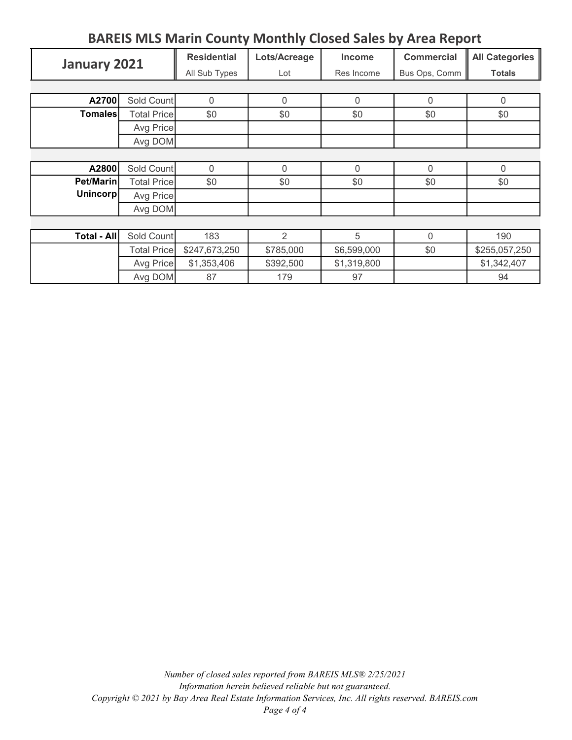# BAREIS MLS Marin County Monthly Closed Sales by Area Report

| January 2021 | | Residential | Lots/Acreage | Income | Commercial | All Categories |
|---|---|---|---|---|---|---|
| | | All Sub Types | Lot | Res Income | Bus Ops, Comm | Totals |
| **A2700** | Sold Count | 0 | 0 | 0 | 0 | 0 |
| **Tomales** | Total Price | $0 | $0 | $0 | $0 | $0 |
| | Avg Price | | | | | |
| | Avg DOM | | | | | |
| **A2800** | Sold Count | 0 | 0 | 0 | 0 | 0 |
| **Pet/Marin Unincorp** | Total Price | $0 | $0 | $0 | $0 | $0 |
| | Avg Price | | | | | |
| | Avg DOM | | | | | |
| **Total - All** | Sold Count | 183 | 2 | 5 | 0 | 190 |
| | Total Price | $247,673,250 | $785,000 | $6,599,000 | $0 | $255,057,250 |
| | Avg Price | $1,353,406 | $392,500 | $1,319,800 | | $1,342,407 |
| | Avg DOM | 87 | 179 | 97 | | 94 |

*Number of closed sales reported from BAREIS MLS® 2/25/2021*
*Information herein believed reliable but not guaranteed.*
*Copyright © 2021 by Bay Area Real Estate Information Services, Inc. All rights reserved. BAREIS.com*